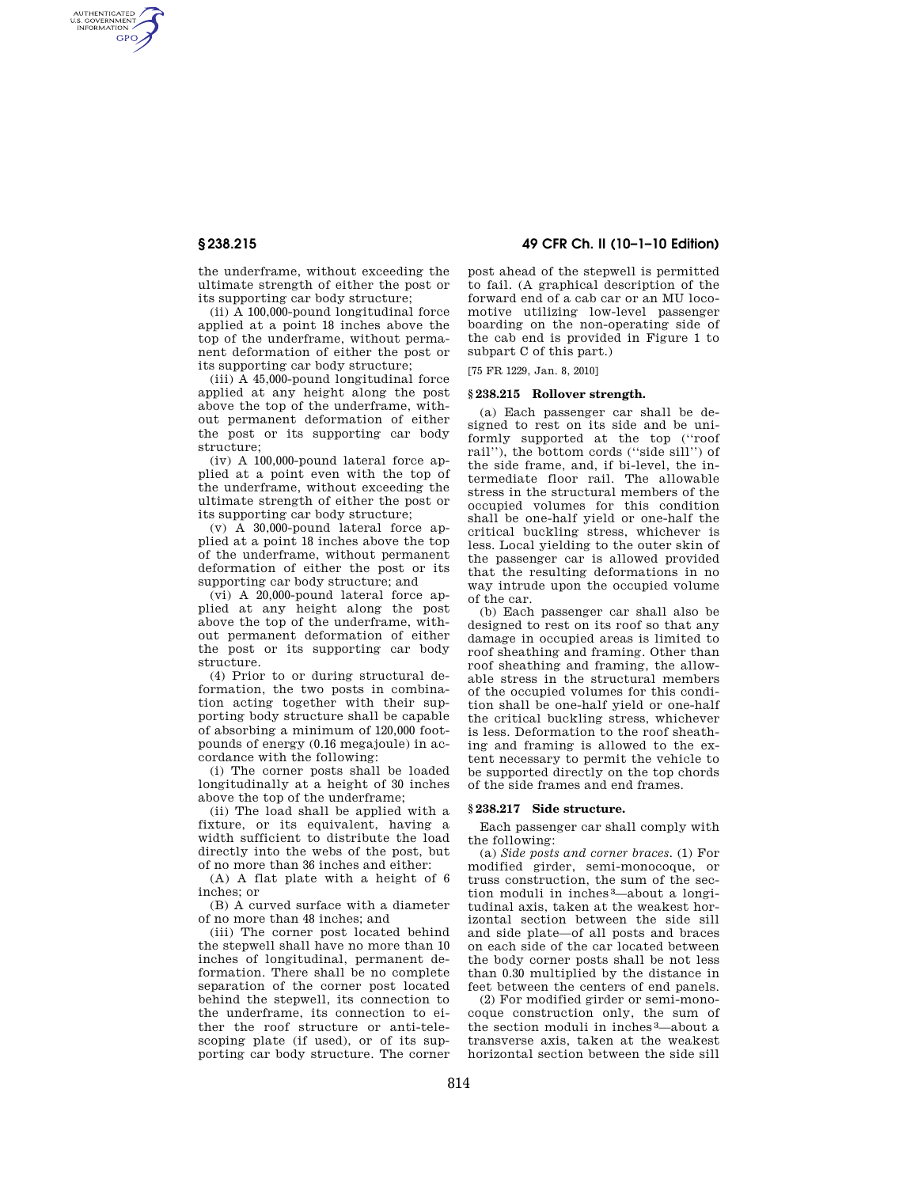the underframe, without exceeding the ultimate strength of either the post or its supporting car body structure;

(ii) A 100,000-pound longitudinal force applied at a point 18 inches above the top of the underframe, without permanent deformation of either the post or its supporting car body structure;

(iii) A 45,000-pound longitudinal force applied at any height along the post above the top of the underframe, without permanent deformation of either the post or its supporting car body structure;

(iv) A 100,000-pound lateral force applied at a point even with the top of the underframe, without exceeding the ultimate strength of either the post or its supporting car body structure;

(v) A 30,000-pound lateral force applied at a point 18 inches above the top of the underframe, without permanent deformation of either the post or its supporting car body structure; and

(vi) A 20,000-pound lateral force applied at any height along the post above the top of the underframe, without permanent deformation of either the post or its supporting car body structure.

(4) Prior to or during structural deformation, the two posts in combination acting together with their supporting body structure shall be capable of absorbing a minimum of 120,000 foot-pounds of energy (0.16 megajoule) in accordance with the following:

(i) The corner posts shall be loaded longitudinally at a height of 30 inches above the top of the underframe;

(ii) The load shall be applied with a fixture, or its equivalent, having a width sufficient to distribute the load directly into the webs of the post, but of no more than 36 inches and either:

(A) A flat plate with a height of 6 inches; or

(B) A curved surface with a diameter of no more than 48 inches; and

(iii) The corner post located behind the stepwell shall have no more than 10 inches of longitudinal, permanent deformation. There shall be no complete separation of the corner post located behind the stepwell, its connection to the underframe, its connection to either the roof structure or anti-telescoping plate (if used), or of its supporting car body structure. The corner post ahead of the stepwell is permitted to fail. (A graphical description of the forward end of a cab car or an MU locomotive utilizing low-level passenger boarding on the non-operating side of the cab end is provided in Figure 1 to subpart C of this part.)

[75 FR 1229, Jan. 8, 2010]

## § 238.215 Rollover strength.

(a) Each passenger car shall be designed to rest on its side and be uniformly supported at the top (''roof rail''), the bottom cords (''side sill'') of the side frame, and, if bi-level, the intermediate floor rail. The allowable stress in the structural members of the occupied volumes for this condition shall be one-half yield or one-half the critical buckling stress, whichever is less. Local yielding to the outer skin of the passenger car is allowed provided that the resulting deformations in no way intrude upon the occupied volume of the car.

(b) Each passenger car shall also be designed to rest on its roof so that any damage in occupied areas is limited to roof sheathing and framing. Other than roof sheathing and framing, the allowable stress in the structural members of the occupied volumes for this condition shall be one-half yield or one-half the critical buckling stress, whichever is less. Deformation to the roof sheathing and framing is allowed to the extent necessary to permit the vehicle to be supported directly on the top chords of the side frames and end frames.

## § 238.217 Side structure.

Each passenger car shall comply with the following:

(a) *Side posts and corner braces.* (1) For modified girder, semi-monocoque, or truss construction, the sum of the section moduli in inches$^3$—about a longitudinal axis, taken at the weakest horizontal section between the side sill and side plate—of all posts and braces on each side of the car located between the body corner posts shall be not less than 0.30 multiplied by the distance in feet between the centers of end panels.

(2) For modified girder or semi-monocoque construction only, the sum of the section moduli in inches$^3$—about a transverse axis, taken at the weakest horizontal section between the side sill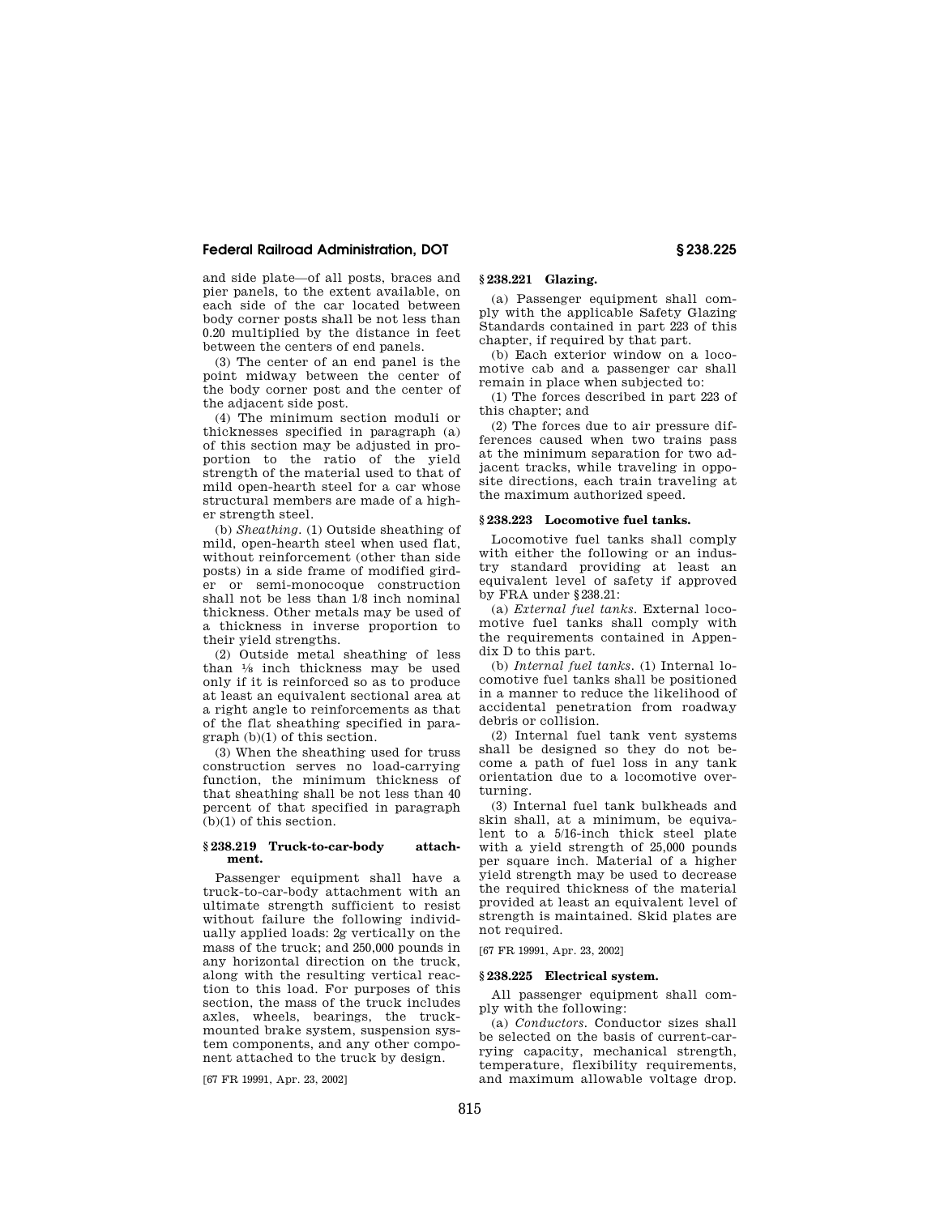and side plate—of all posts, braces and pier panels, to the extent available, on each side of the car located between body corner posts shall be not less than 0.20 multiplied by the distance in feet between the centers of end panels.

(3) The center of an end panel is the point midway between the center of the body corner post and the center of the adjacent side post.

(4) The minimum section moduli or thicknesses specified in paragraph (a) of this section may be adjusted in proportion to the ratio of the yield strength of the material used to that of mild open-hearth steel for a car whose structural members are made of a higher strength steel.

(b) *Sheathing.* (1) Outside sheathing of mild, open-hearth steel when used flat, without reinforcement (other than side posts) in a side frame of modified girder or semi-monocoque construction shall not be less than 1/8 inch nominal thickness. Other metals may be used of a thickness in inverse proportion to their yield strengths.

(2) Outside metal sheathing of less than ⅛ inch thickness may be used only if it is reinforced so as to produce at least an equivalent sectional area at a right angle to reinforcements as that of the flat sheathing specified in paragraph (b)(1) of this section.

(3) When the sheathing used for truss construction serves no load-carrying function, the minimum thickness of that sheathing shall be not less than 40 percent of that specified in paragraph (b)(1) of this section.

### § 238.219 Truck-to-car-body attachment.

Passenger equipment shall have a truck-to-car-body attachment with an ultimate strength sufficient to resist without failure the following individually applied loads: 2g vertically on the mass of the truck; and 250,000 pounds in any horizontal direction on the truck, along with the resulting vertical reaction to this load. For purposes of this section, the mass of the truck includes axles, wheels, bearings, the truck-mounted brake system, suspension system components, and any other component attached to the truck by design.

[67 FR 19991, Apr. 23, 2002]

### § 238.221 Glazing.

(a) Passenger equipment shall comply with the applicable Safety Glazing Standards contained in part 223 of this chapter, if required by that part.

(b) Each exterior window on a locomotive cab and a passenger car shall remain in place when subjected to:

(1) The forces described in part 223 of this chapter; and

(2) The forces due to air pressure differences caused when two trains pass at the minimum separation for two adjacent tracks, while traveling in opposite directions, each train traveling at the maximum authorized speed.

### § 238.223 Locomotive fuel tanks.

Locomotive fuel tanks shall comply with either the following or an industry standard providing at least an equivalent level of safety if approved by FRA under § 238.21:

(a) *External fuel tanks.* External locomotive fuel tanks shall comply with the requirements contained in Appendix D to this part.

(b) *Internal fuel tanks.* (1) Internal locomotive fuel tanks shall be positioned in a manner to reduce the likelihood of accidental penetration from roadway debris or collision.

(2) Internal fuel tank vent systems shall be designed so they do not become a path of fuel loss in any tank orientation due to a locomotive overturning.

(3) Internal fuel tank bulkheads and skin shall, at a minimum, be equivalent to a 5/16-inch thick steel plate with a yield strength of 25,000 pounds per square inch. Material of a higher yield strength may be used to decrease the required thickness of the material provided at least an equivalent level of strength is maintained. Skid plates are not required.

[67 FR 19991, Apr. 23, 2002]

### § 238.225 Electrical system.

All passenger equipment shall comply with the following:

(a) *Conductors.* Conductor sizes shall be selected on the basis of current-carrying capacity, mechanical strength, temperature, flexibility requirements, and maximum allowable voltage drop.